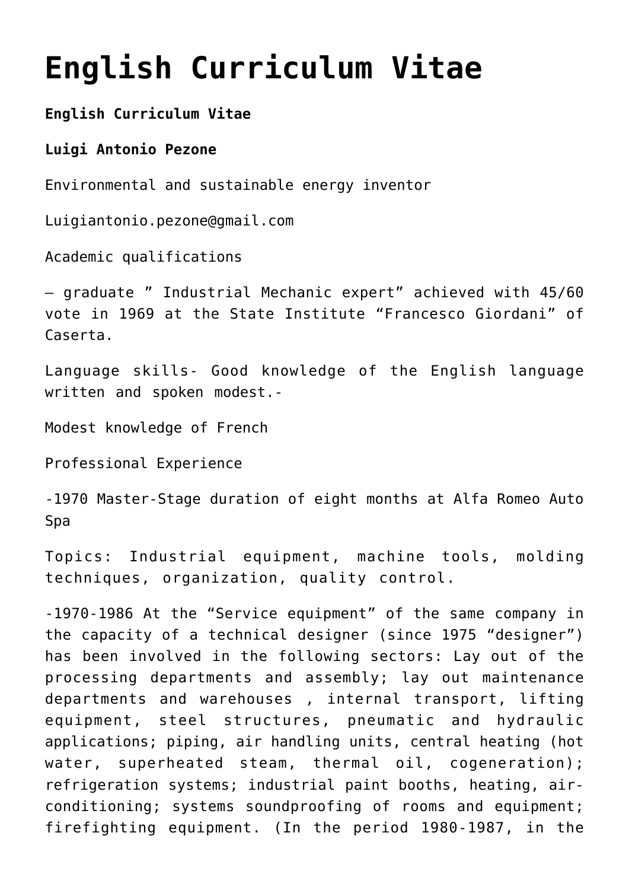# English Curriculum Vitae

**English Curriculum Vitae**

**Luigi Antonio Pezone**

Environmental and sustainable energy inventor

Luigiantonio.pezone@gmail.com

Academic qualifications

– graduate " Industrial Mechanic expert" achieved with 45/60 vote in 1969 at the State Institute "Francesco Giordani" of Caserta.

Language skills- Good knowledge of the English language written and spoken modest.-

Modest knowledge of French

Professional Experience

-1970 Master-Stage duration of eight months at Alfa Romeo Auto Spa

Topics: Industrial equipment, machine tools, molding techniques, organization, quality control.

-1970-1986 At the "Service equipment" of the same company in the capacity of a technical designer (since 1975 "designer") has been involved in the following sectors: Lay out of the processing departments and assembly; lay out maintenance departments and warehouses , internal transport, lifting equipment, steel structures, pneumatic and hydraulic applications; piping, air handling units, central heating (hot water, superheated steam, thermal oil, cogeneration); refrigeration systems; industrial paint booths, heating, air-conditioning; systems soundproofing of rooms and equipment; firefighting equipment. (In the period 1980-1987, in the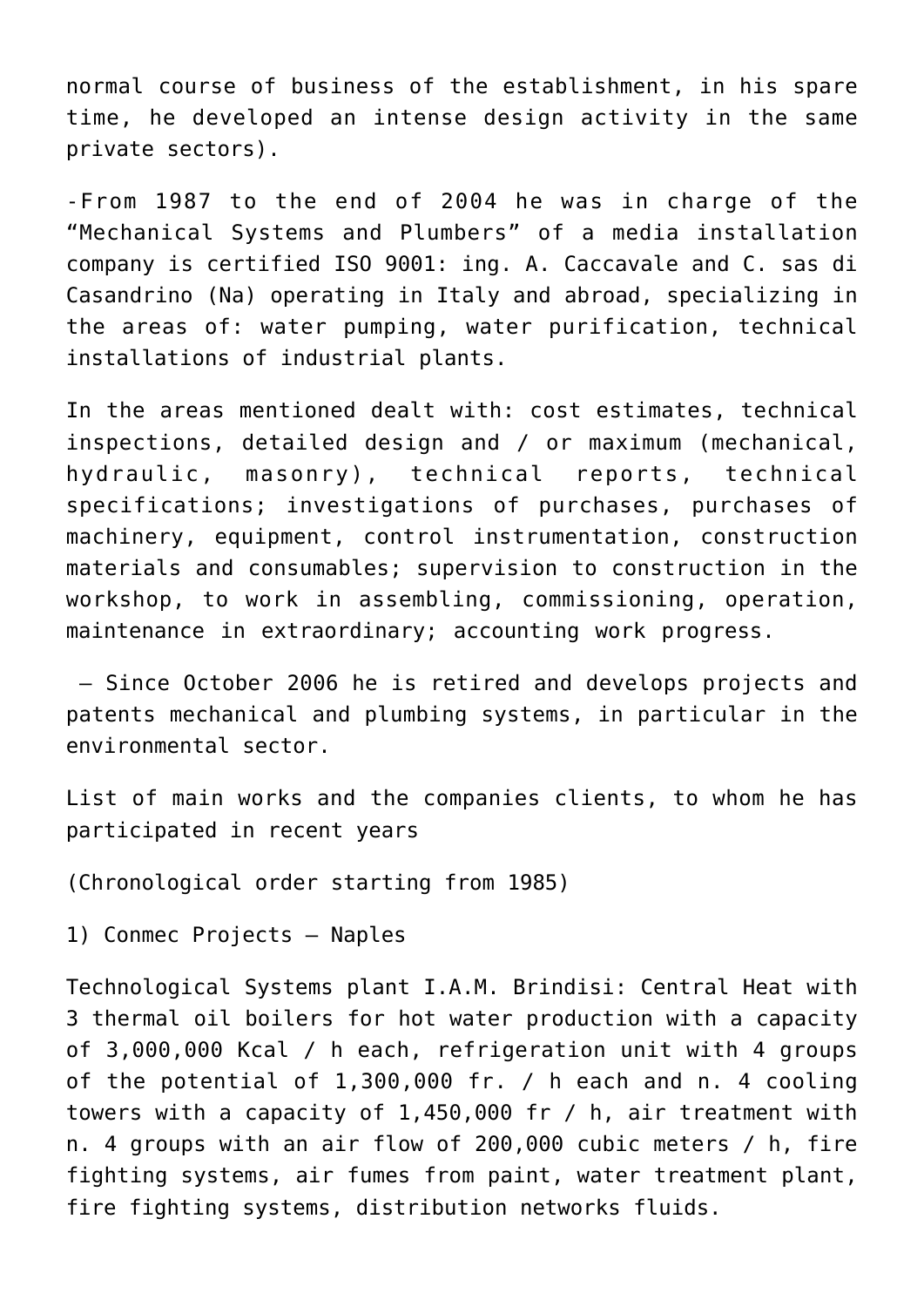normal course of business of the establishment, in his spare time, he developed an intense design activity in the same private sectors).

-From 1987 to the end of 2004 he was in charge of the “Mechanical Systems and Plumbers” of a media installation company is certified ISO 9001: ing. A. Caccavale and C. sas di Casandrino (Na) operating in Italy and abroad, specializing in the areas of: water pumping, water purification, technical installations of industrial plants.

In the areas mentioned dealt with: cost estimates, technical inspections, detailed design and / or maximum (mechanical, hydraulic, masonry), technical reports, technical specifications; investigations of purchases, purchases of machinery, equipment, control instrumentation, construction materials and consumables; supervision to construction in the workshop, to work in assembling, commissioning, operation, maintenance in extraordinary; accounting work progress.

– Since October 2006 he is retired and develops projects and patents mechanical and plumbing systems, in particular in the environmental sector.

List of main works and the companies clients, to whom he has participated in recent years

(Chronological order starting from 1985)

1) Conmec Projects – Naples

Technological Systems plant I.A.M. Brindisi: Central Heat with 3 thermal oil boilers for hot water production with a capacity of 3,000,000 Kcal / h each, refrigeration unit with 4 groups of the potential of 1,300,000 fr. / h each and n. 4 cooling towers with a capacity of 1,450,000 fr / h, air treatment with n. 4 groups with an air flow of 200,000 cubic meters / h, fire fighting systems, air fumes from paint, water treatment plant, fire fighting systems, distribution networks fluids.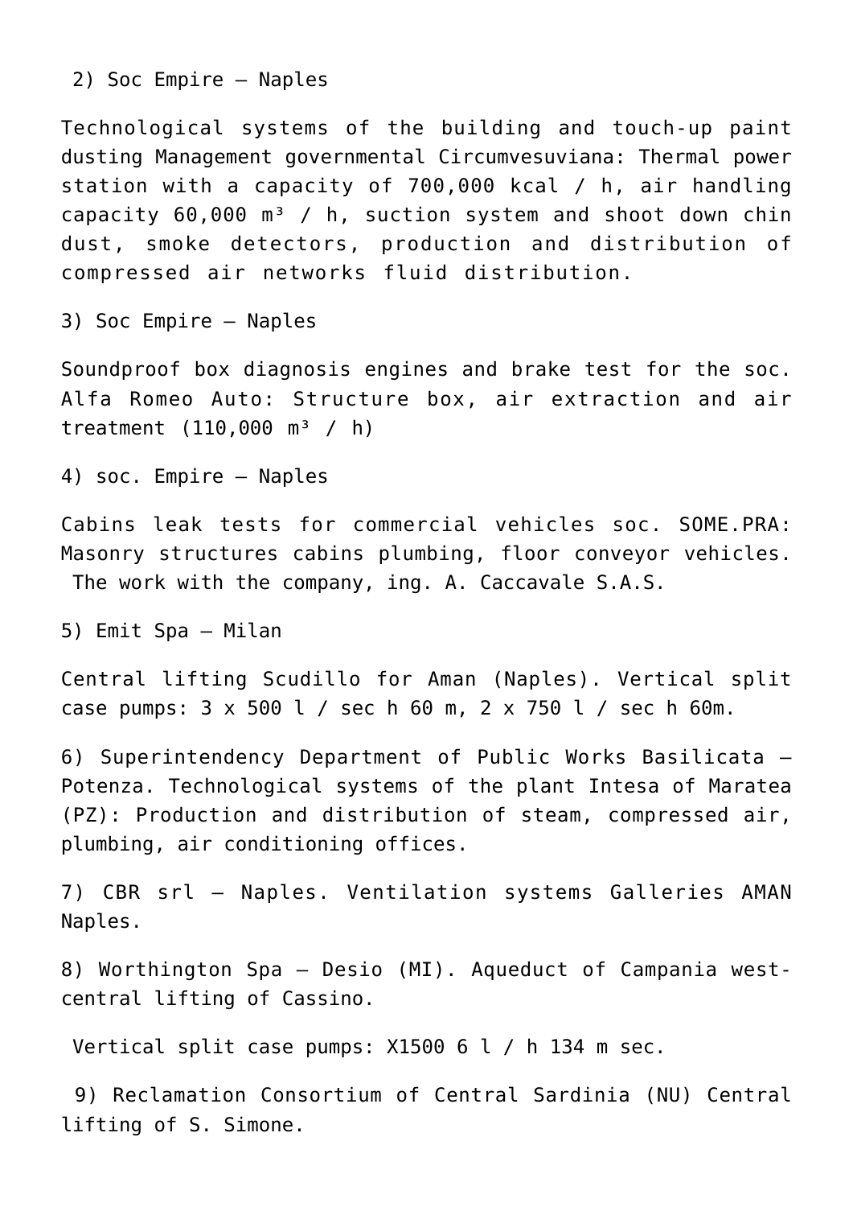2) Soc Empire – Naples

Technological systems of the building and touch-up paint dusting Management governmental Circumvesuviana: Thermal power station with a capacity of 700,000 kcal / h, air handling capacity 60,000 $m^3$ / h, suction system and shoot down chin dust, smoke detectors, production and distribution of compressed air networks fluid distribution.

3) Soc Empire – Naples

Soundproof box diagnosis engines and brake test for the soc. Alfa Romeo Auto: Structure box, air extraction and air treatment (110,000 $m^3$ / h)

4) soc. Empire – Naples

Cabins leak tests for commercial vehicles soc. SOME.PRA: Masonry structures cabins plumbing, floor conveyor vehicles. The work with the company, ing. A. Caccavale S.A.S.

5) Emit Spa – Milan

Central lifting Scudillo for Aman (Naples). Vertical split case pumps: 3 x 500 l / sec h 60 m, 2 x 750 l / sec h 60m.

6) Superintendency Department of Public Works Basilicata – Potenza. Technological systems of the plant Intesa of Maratea (PZ): Production and distribution of steam, compressed air, plumbing, air conditioning offices.

7) CBR srl – Naples. Ventilation systems Galleries AMAN Naples.

8) Worthington Spa – Desio (MI). Aqueduct of Campania west-central lifting of Cassino.

Vertical split case pumps: X1500 6 l / h 134 m sec.

9) Reclamation Consortium of Central Sardinia (NU) Central lifting of S. Simone.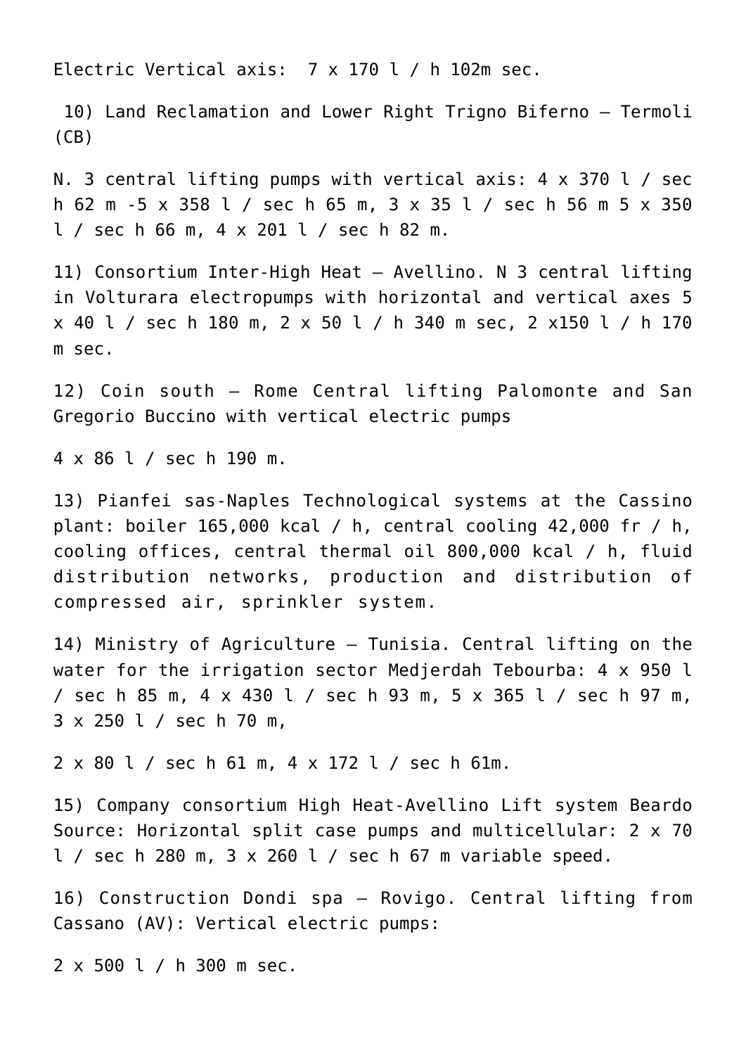Electric Vertical axis:  7 x 170 l / h 102m sec.

10) Land Reclamation and Lower Right Trigno Biferno – Termoli (CB)

N. 3 central lifting pumps with vertical axis: 4 x 370 l / sec h 62 m -5 x 358 l / sec h 65 m, 3 x 35 l / sec h 56 m 5 x 350 l / sec h 66 m, 4 x 201 l / sec h 82 m.

11) Consortium Inter-High Heat – Avellino. N 3 central lifting in Volturara electropumps with horizontal and vertical axes 5 x 40 l / sec h 180 m, 2 x 50 l / h 340 m sec, 2 x150 l / h 170 m sec.

12) Coin south – Rome Central lifting Palomonte and San Gregorio Buccino with vertical electric pumps

4 x 86 l / sec h 190 m.

13) Pianfei sas-Naples Technological systems at the Cassino plant: boiler 165,000 kcal / h, central cooling 42,000 fr / h, cooling offices, central thermal oil 800,000 kcal / h, fluid distribution networks, production and distribution of compressed air, sprinkler system.

14) Ministry of Agriculture – Tunisia. Central lifting on the water for the irrigation sector Medjerdah Tebourba: 4 x 950 l / sec h 85 m, 4 x 430 l / sec h 93 m, 5 x 365 l / sec h 97 m, 3 x 250 l / sec h 70 m,

2 x 80 l / sec h 61 m, 4 x 172 l / sec h 61m.

15) Company consortium High Heat-Avellino Lift system Beardo Source: Horizontal split case pumps and multicellular: 2 x 70 l / sec h 280 m, 3 x 260 l / sec h 67 m variable speed.

16) Construction Dondi spa – Rovigo. Central lifting from Cassano (AV): Vertical electric pumps:

2 x 500 l / h 300 m sec.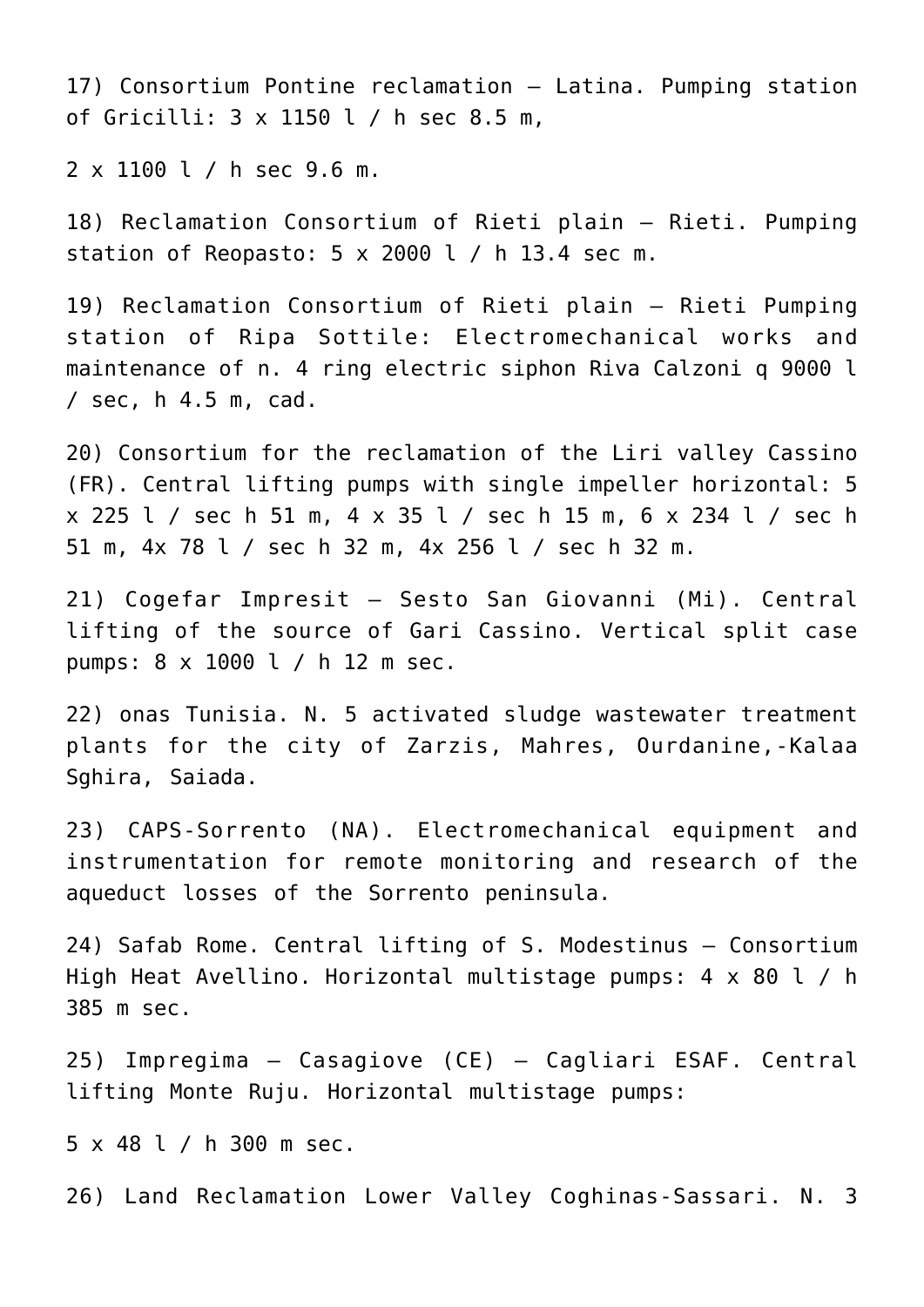17) Consortium Pontine reclamation – Latina. Pumping station of Gricilli: 3 x 1150 l / h sec 8.5 m,

2 x 1100 l / h sec 9.6 m.

18) Reclamation Consortium of Rieti plain – Rieti. Pumping station of Reopasto: 5 x 2000 l / h 13.4 sec m.

19) Reclamation Consortium of Rieti plain – Rieti Pumping station of Ripa Sottile: Electromechanical works and maintenance of n. 4 ring electric siphon Riva Calzoni q 9000 l / sec, h 4.5 m, cad.

20) Consortium for the reclamation of the Liri valley Cassino (FR). Central lifting pumps with single impeller horizontal: 5 x 225 l / sec h 51 m, 4 x 35 l / sec h 15 m, 6 x 234 l / sec h 51 m, 4x 78 l / sec h 32 m, 4x 256 l / sec h 32 m.

21) Cogefar Impresit – Sesto San Giovanni (Mi). Central lifting of the source of Gari Cassino. Vertical split case pumps: 8 x 1000 l / h 12 m sec.

22) onas Tunisia. N. 5 activated sludge wastewater treatment plants for the city of Zarzis, Mahres, Ourdanine,-Kalaa Sghira, Saiada.

23) CAPS-Sorrento (NA). Electromechanical equipment and instrumentation for remote monitoring and research of the aqueduct losses of the Sorrento peninsula.

24) Safab Rome. Central lifting of S. Modestinus – Consortium High Heat Avellino. Horizontal multistage pumps: 4 x 80 l / h 385 m sec.

25) Impregima – Casagiove (CE) – Cagliari ESAF. Central lifting Monte Ruju. Horizontal multistage pumps:

5 x 48 l / h 300 m sec.

26) Land Reclamation Lower Valley Coghinas-Sassari. N. 3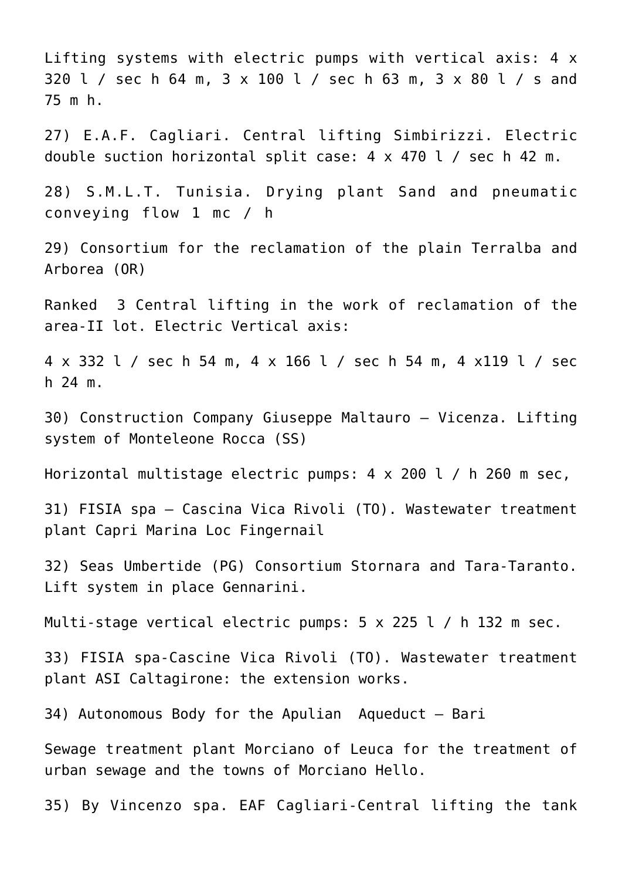Lifting systems with electric pumps with vertical axis: 4 x 320 l / sec h 64 m, 3 x 100 l / sec h 63 m, 3 x 80 l / s and 75 m h.

27) E.A.F. Cagliari. Central lifting Simbirizzi. Electric double suction horizontal split case: 4 x 470 l / sec h 42 m.

28) S.M.L.T. Tunisia. Drying plant Sand and pneumatic conveying flow 1 mc / h

29) Consortium for the reclamation of the plain Terralba and Arborea (OR)

Ranked 3 Central lifting in the work of reclamation of the area-II lot. Electric Vertical axis:

4 x 332 l / sec h 54 m, 4 x 166 l / sec h 54 m, 4 x119 l / sec h 24 m.

30) Construction Company Giuseppe Maltauro – Vicenza. Lifting system of Monteleone Rocca (SS)

Horizontal multistage electric pumps: 4 x 200 l / h 260 m sec,

31) FISIA spa – Cascina Vica Rivoli (TO). Wastewater treatment plant Capri Marina Loc Fingernail

32) Seas Umbertide (PG) Consortium Stornara and Tara-Taranto. Lift system in place Gennarini.

Multi-stage vertical electric pumps: 5 x 225 l / h 132 m sec.

33) FISIA spa-Cascine Vica Rivoli (TO). Wastewater treatment plant ASI Caltagirone: the extension works.

34) Autonomous Body for the Apulian Aqueduct – Bari

Sewage treatment plant Morciano of Leuca for the treatment of urban sewage and the towns of Morciano Hello.

35) By Vincenzo spa. EAF Cagliari-Central lifting the tank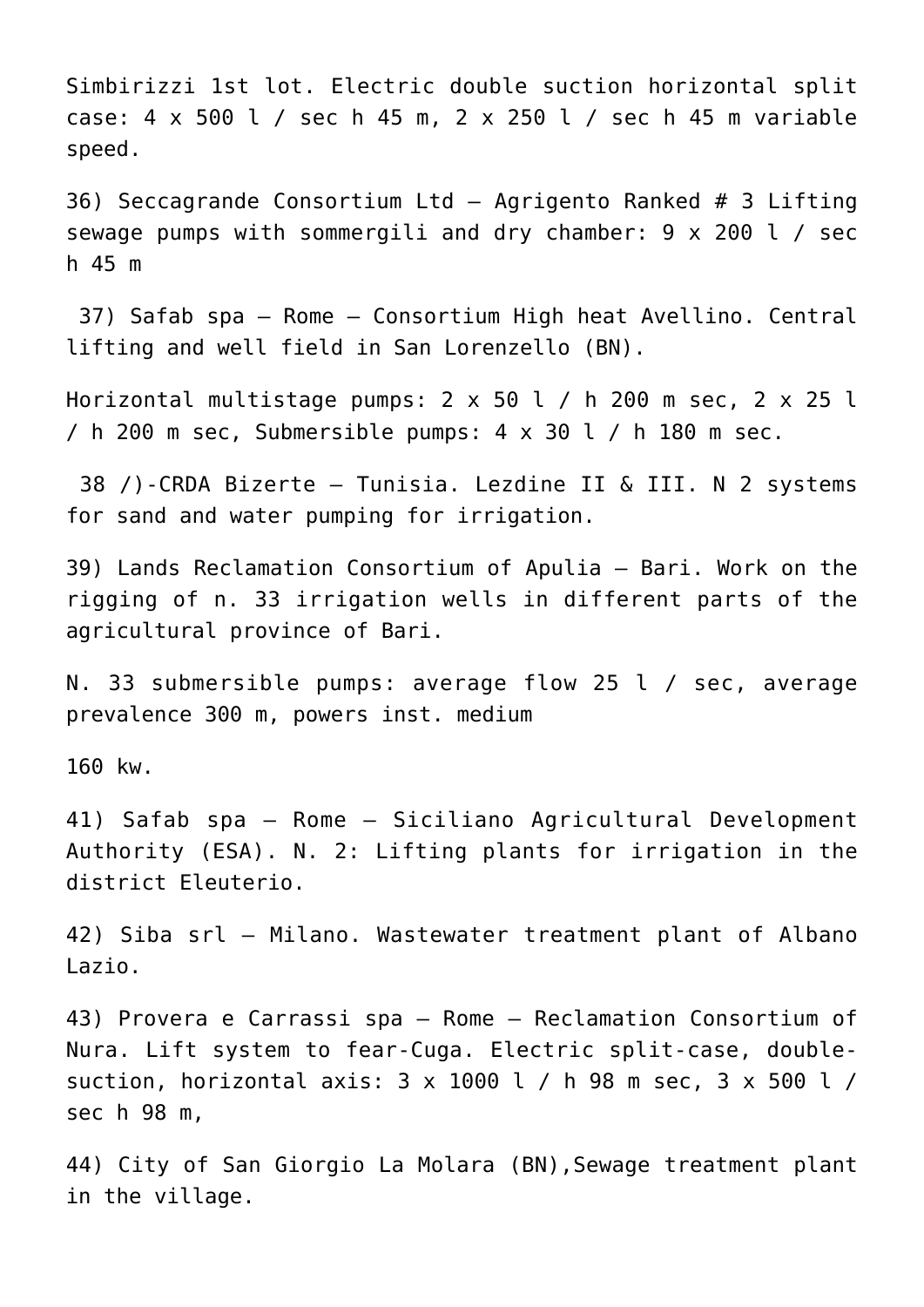Simbirizzi 1st lot. Electric double suction horizontal split case: 4 x 500 l / sec h 45 m, 2 x 250 l / sec h 45 m variable speed.

36) Seccagrande Consortium Ltd – Agrigento Ranked # 3 Lifting sewage pumps with sommergili and dry chamber: 9 x 200 l / sec h 45 m

37) Safab spa – Rome – Consortium High heat Avellino. Central lifting and well field in San Lorenzello (BN).

Horizontal multistage pumps: 2 x 50 l / h 200 m sec, 2 x 25 l / h 200 m sec, Submersible pumps: 4 x 30 l / h 180 m sec.

38 /)-CRDA Bizerte – Tunisia. Lezdine II & III. N 2 systems for sand and water pumping for irrigation.

39) Lands Reclamation Consortium of Apulia – Bari. Work on the rigging of n. 33 irrigation wells in different parts of the agricultural province of Bari.

N. 33 submersible pumps: average flow 25 l / sec, average prevalence 300 m, powers inst. medium

160 kw.

41) Safab spa – Rome – Siciliano Agricultural Development Authority (ESA). N. 2: Lifting plants for irrigation in the district Eleuterio.

42) Siba srl – Milano. Wastewater treatment plant of Albano Lazio.

43) Provera e Carrassi spa – Rome – Reclamation Consortium of Nura. Lift system to fear-Cuga. Electric split-case, double-suction, horizontal axis: 3 x 1000 l / h 98 m sec, 3 x 500 l / sec h 98 m,

44) City of San Giorgio La Molara (BN),Sewage treatment plant in the village.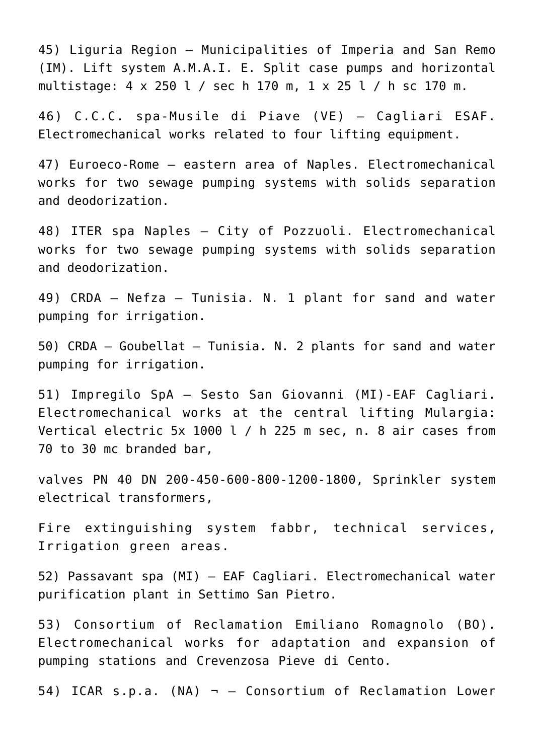45) Liguria Region – Municipalities of Imperia and San Remo (IM). Lift system A.M.A.I. E. Split case pumps and horizontal multistage: 4 x 250 l / sec h 170 m, 1 x 25 l / h sc 170 m.

46) C.C.C. spa-Musile di Piave (VE) – Cagliari ESAF. Electromechanical works related to four lifting equipment.

47) Euroeco-Rome – eastern area of Naples. Electromechanical works for two sewage pumping systems with solids separation and deodorization.

48) ITER spa Naples – City of Pozzuoli. Electromechanical works for two sewage pumping systems with solids separation and deodorization.

49) CRDA – Nefza – Tunisia. N. 1 plant for sand and water pumping for irrigation.

50) CRDA – Goubellat – Tunisia. N. 2 plants for sand and water pumping for irrigation.

51) Impregilo SpA – Sesto San Giovanni (MI)-EAF Cagliari. Electromechanical works at the central lifting Mulargia: Vertical electric 5x 1000 l / h 225 m sec, n. 8 air cases from 70 to 30 mc branded bar,

valves PN 40 DN 200-450-600-800-1200-1800, Sprinkler system electrical transformers,

Fire extinguishing system fabbr, technical services, Irrigation green areas.

52) Passavant spa (MI) – EAF Cagliari. Electromechanical water purification plant in Settimo San Pietro.

53) Consortium of Reclamation Emiliano Romagnolo (BO). Electromechanical works for adaptation and expansion of pumping stations and Crevenzosa Pieve di Cento.

54) ICAR s.p.a. (NA) ¬ – Consortium of Reclamation Lower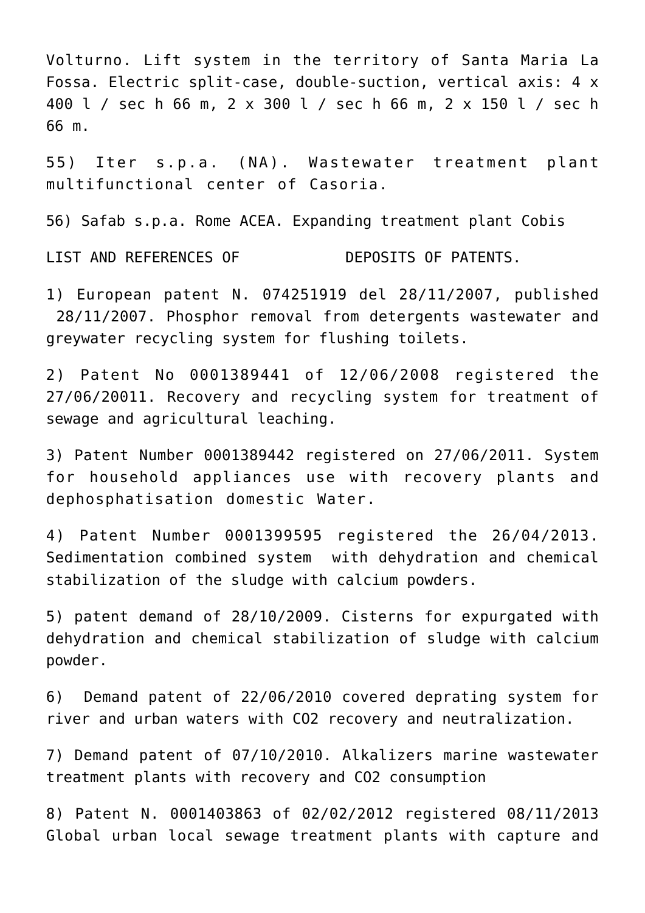Volturno. Lift system in the territory of Santa Maria La Fossa. Electric split-case, double-suction, vertical axis: 4 x 400 l / sec h 66 m, 2 x 300 l / sec h 66 m, 2 x 150 l / sec h 66 m.

55) Iter s.p.a. (NA). Wastewater treatment plant multifunctional center of Casoria.

56) Safab s.p.a. Rome ACEA. Expanding treatment plant Cobis

LIST AND REFERENCES OF DEPOSITS OF PATENTS.

1) European patent N. 074251919 del 28/11/2007, published 28/11/2007. Phosphor removal from detergents wastewater and greywater recycling system for flushing toilets.

2) Patent No 0001389441 of 12/06/2008 registered the 27/06/20011. Recovery and recycling system for treatment of sewage and agricultural leaching.

3) Patent Number 0001389442 registered on 27/06/2011. System for household appliances use with recovery plants and dephosphatisation domestic Water.

4) Patent Number 0001399595 registered the 26/04/2013. Sedimentation combined system with dehydration and chemical stabilization of the sludge with calcium powders.

5) patent demand of 28/10/2009. Cisterns for expurgated with dehydration and chemical stabilization of sludge with calcium powder.

6) Demand patent of 22/06/2010 covered deprating system for river and urban waters with $CO_2$ recovery and neutralization.

7) Demand patent of 07/10/2010. Alkalizers marine wastewater treatment plants with recovery and $CO_2$ consumption

8) Patent N. 0001403863 of 02/02/2012 registered 08/11/2013 Global urban local sewage treatment plants with capture and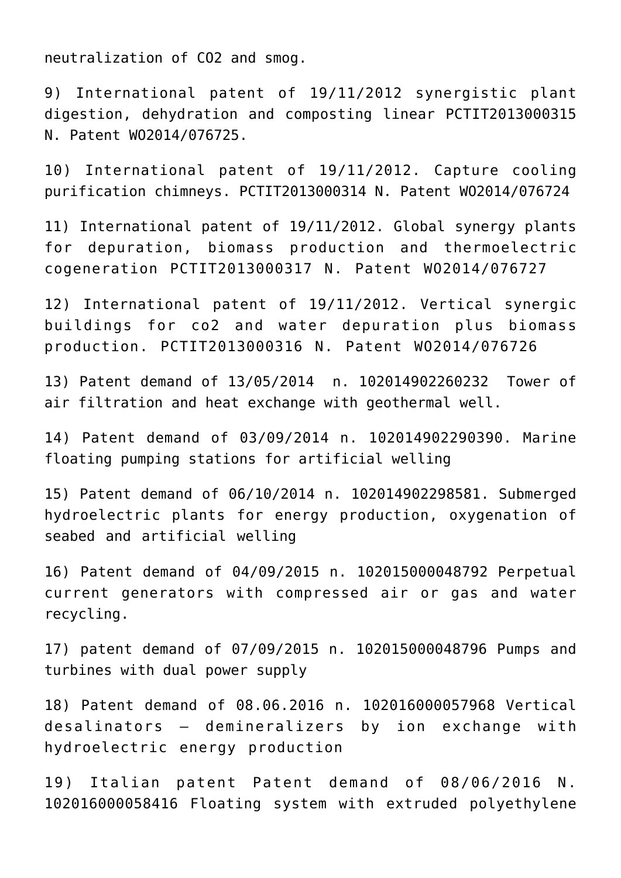neutralization of $CO_2$ and smog.

9) International patent of 19/11/2012 synergistic plant digestion, dehydration and composting linear PCTIT2013000315 N. Patent WO2014/076725.

10) International patent of 19/11/2012. Capture cooling purification chimneys. PCTIT2013000314 N. Patent WO2014/076724

11) International patent of 19/11/2012. Global synergy plants for depuration, biomass production and thermoelectric cogeneration PCTIT2013000317 N. Patent WO2014/076727

12) International patent of 19/11/2012. Vertical synergic buildings for co2 and water depuration plus biomass production. PCTIT2013000316 N. Patent WO2014/076726

13) Patent demand of 13/05/2014 n. 102014902260232 Tower of air filtration and heat exchange with geothermal well.

14) Patent demand of 03/09/2014 n. 102014902290390. Marine floating pumping stations for artificial welling

15) Patent demand of 06/10/2014 n. 102014902298581. Submerged hydroelectric plants for energy production, oxygenation of seabed and artificial welling

16) Patent demand of 04/09/2015 n. 102015000048792 Perpetual current generators with compressed air or gas and water recycling.

17) patent demand of 07/09/2015 n. 102015000048796 Pumps and turbines with dual power supply

18) Patent demand of 08.06.2016 n. 102016000057968 Vertical desalinators – demineralizers by ion exchange with hydroelectric energy production

19) Italian patent Patent demand of 08/06/2016 N. 102016000058416 Floating system with extruded polyethylene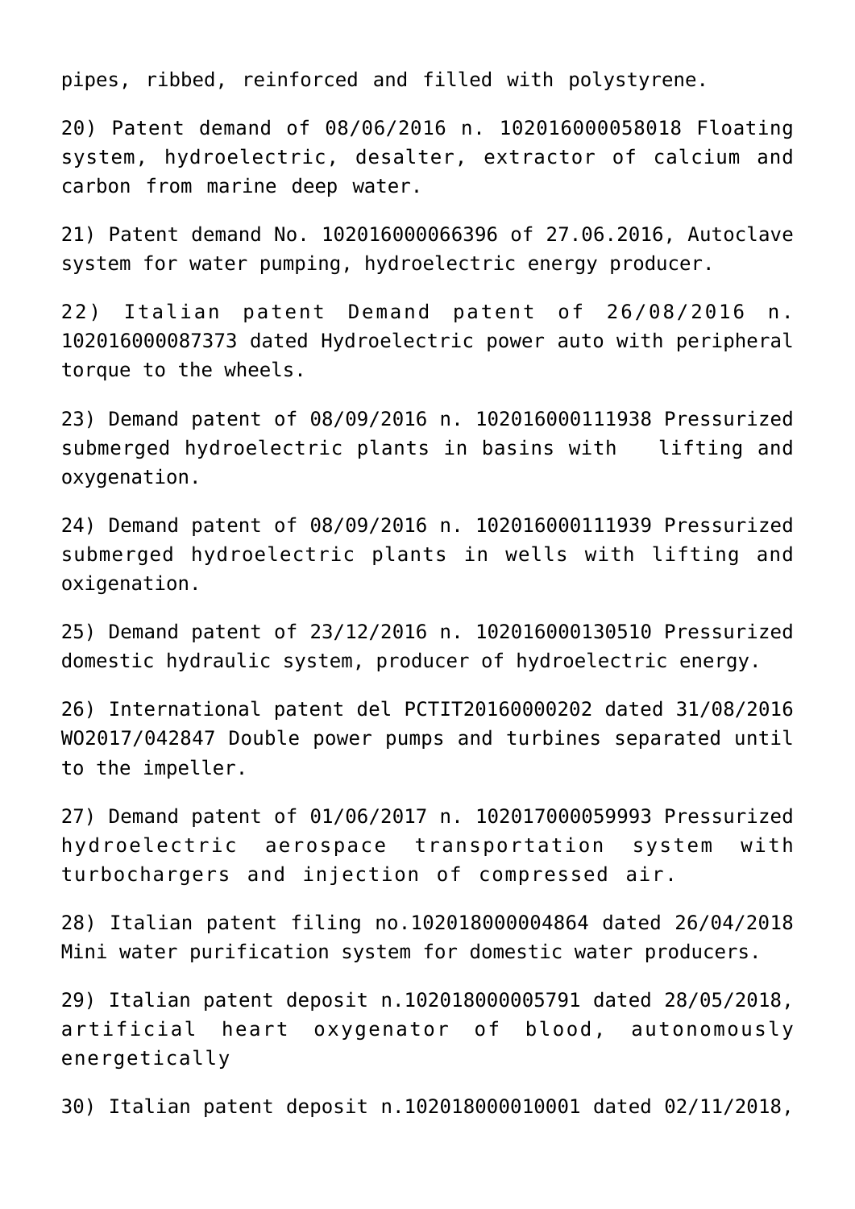pipes, ribbed, reinforced and filled with polystyrene.

20) Patent demand of 08/06/2016 n. 102016000058018 Floating system, hydroelectric, desalter, extractor of calcium and carbon from marine deep water.

21) Patent demand No. 102016000066396 of 27.06.2016, Autoclave system for water pumping, hydroelectric energy producer.

22) Italian patent Demand patent of 26/08/2016 n. 102016000087373 dated Hydroelectric power auto with peripheral torque to the wheels.

23) Demand patent of 08/09/2016 n. 102016000111938 Pressurized submerged hydroelectric plants in basins with lifting and oxygenation.

24) Demand patent of 08/09/2016 n. 102016000111939 Pressurized submerged hydroelectric plants in wells with lifting and oxigenation.

25) Demand patent of 23/12/2016 n. 102016000130510 Pressurized domestic hydraulic system, producer of hydroelectric energy.

26) International patent del PCTIT20160000202 dated 31/08/2016 WO2017/042847 Double power pumps and turbines separated until to the impeller.

27) Demand patent of 01/06/2017 n. 102017000059993 Pressurized hydroelectric aerospace transportation system with turbochargers and injection of compressed air.

28) Italian patent filing no.102018000004864 dated 26/04/2018 Mini water purification system for domestic water producers.

29) Italian patent deposit n.102018000005791 dated 28/05/2018, artificial heart oxygenator of blood, autonomously energetically

30) Italian patent deposit n.102018000010001 dated 02/11/2018,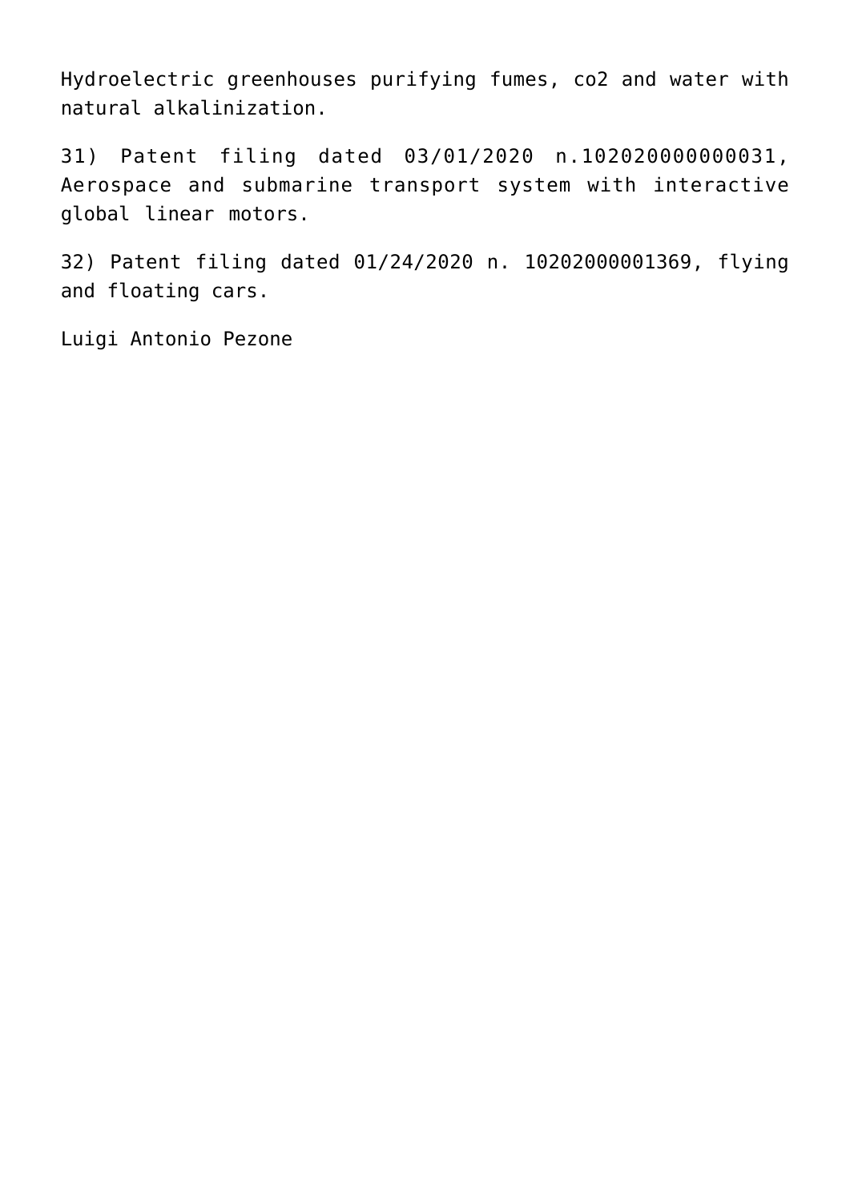Hydroelectric greenhouses purifying fumes, co2 and water with natural alkalinization.

31) Patent filing dated 03/01/2020 n.102020000000031, Aerospace and submarine transport system with interactive global linear motors.

32) Patent filing dated 01/24/2020 n. 10202000001369, flying and floating cars.

Luigi Antonio Pezone